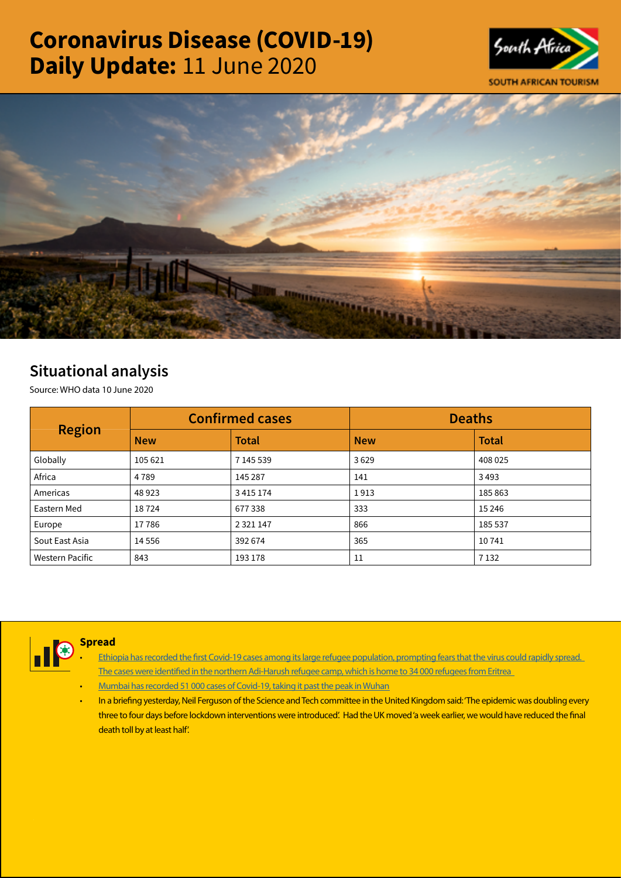# Coronavirus Disease (COVID-19) Daily Update: 11 June 2020

SOUTH AFRICAN TOURISM

## Situational analysis

Source: WHO data 10 June 2020

| Region | Confirmed cases | | Deaths | |
|---|---|---|---|---|
| | New | Total | New | Total |
| Globally | 105 621 | 7 145 539 | 3 629 | 408 025 |
| Africa | 4 789 | 145 287 | 141 | 3 493 |
| Americas | 48 923 | 3 415 174 | 1 913 | 185 863 |
| Eastern Med | 18 724 | 677 338 | 333 | 15 246 |
| Europe | 17 786 | 2 321 147 | 866 | 185 537 |
| Sout East Asia | 14 556 | 392 674 | 365 | 10 741 |
| Western Pacific | 843 | 193 178 | 11 | 7 132 |

### Spread

- Ethiopia has recorded the first Covid-19 cases among its large refugee population, prompting fears that the virus could rapidly spread. The cases were identified in the northern Adi-Harush refugee camp, which is home to 34 000 refugees from Eritrea
- Mumbai has recorded 51 000 cases of Covid-19, taking it past the peak in Wuhan
- In a briefing yesterday, Neil Ferguson of the Science and Tech committee in the United Kingdom said: 'The epidemic was doubling every three to four days before lockdown interventions were introduced'. Had the UK moved 'a week earlier, we would have reduced the final death toll by at least half'.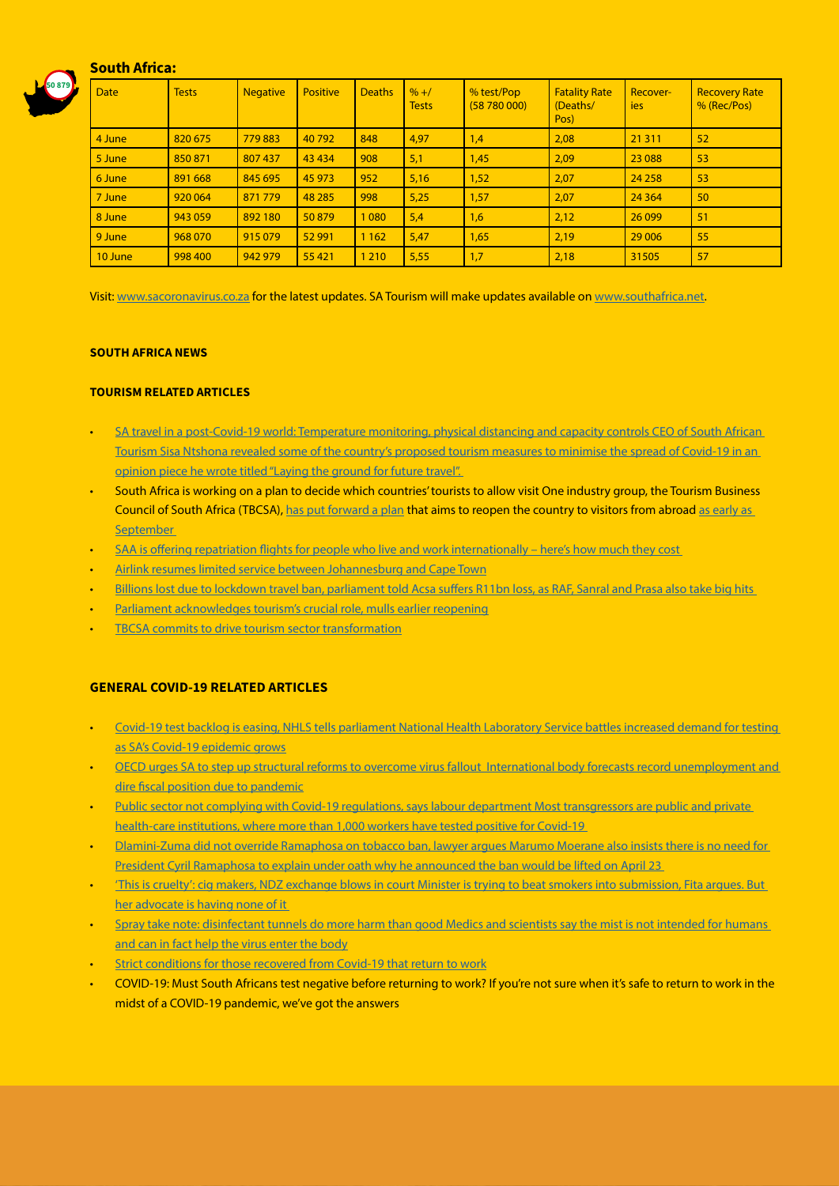## South Africa:

| Date | Tests | Negative | Positive | Deaths | % +/ Tests | % test/Pop (58 780 000) | Fatality Rate (Deaths/ Pos) | Recover-ies | Recovery Rate % (Rec/Pos) |
|---|---|---|---|---|---|---|---|---|---|
| 4 June | 820 675 | 779 883 | 40 792 | 848 | 4,97 | 1,4 | 2,08 | 21 311 | 52 |
| 5 June | 850 871 | 807 437 | 43 434 | 908 | 5,1 | 1,45 | 2,09 | 23 088 | 53 |
| 6 June | 891 668 | 845 695 | 45 973 | 952 | 5,16 | 1,52 | 2,07 | 24 258 | 53 |
| 7 June | 920 064 | 871 779 | 48 285 | 998 | 5,25 | 1,57 | 2,07 | 24 364 | 50 |
| 8 June | 943 059 | 892 180 | 50 879 | 1 080 | 5,4 | 1,6 | 2,12 | 26 099 | 51 |
| 9 June | 968 070 | 915 079 | 52 991 | 1 162 | 5,47 | 1,65 | 2,19 | 29 006 | 55 |
| 10 June | 998 400 | 942 979 | 55 421 | 1 210 | 5,55 | 1,7 | 2,18 | 31505 | 57 |

Visit: www.sacoronavirus.co.za for the latest updates. SA Tourism will make updates available on www.southafrica.net.

**SOUTH AFRICA NEWS**

**TOURISM RELATED ARTICLES**

- SA travel in a post-Covid-19 world: Temperature monitoring, physical distancing and capacity controls CEO of South African Tourism Sisa Ntshona revealed some of the country's proposed tourism measures to minimise the spread of Covid-19 in an opinion piece he wrote titled "Laying the ground for future travel".
- South Africa is working on a plan to decide which countries' tourists to allow visit One industry group, the Tourism Business Council of South Africa (TBCSA), has put forward a plan that aims to reopen the country to visitors from abroad as early as September
- SAA is offering repatriation flights for people who live and work internationally – here's how much they cost
- Airlink resumes limited service between Johannesburg and Cape Town
- Billions lost due to lockdown travel ban, parliament told Acsa suffers R11bn loss, as RAF, Sanral and Prasa also take big hits
- Parliament acknowledges tourism's crucial role, mulls earlier reopening
- TBCSA commits to drive tourism sector transformation

**GENERAL COVID-19 RELATED ARTICLES**

- Covid-19 test backlog is easing, NHLS tells parliament National Health Laboratory Service battles increased demand for testing as SA's Covid-19 epidemic grows
- OECD urges SA to step up structural reforms to overcome virus fallout International body forecasts record unemployment and dire fiscal position due to pandemic
- Public sector not complying with Covid-19 regulations, says labour department Most transgressors are public and private health-care institutions, where more than 1,000 workers have tested positive for Covid-19
- Dlamini-Zuma did not override Ramaphosa on tobacco ban, lawyer argues Marumo Moerane also insists there is no need for President Cyril Ramaphosa to explain under oath why he announced the ban would be lifted on April 23
- 'This is cruelty': cig makers, NDZ exchange blows in court Minister is trying to beat smokers into submission, Fita argues. But her advocate is having none of it
- Spray take note: disinfectant tunnels do more harm than good Medics and scientists say the mist is not intended for humans and can in fact help the virus enter the body
- Strict conditions for those recovered from Covid-19 that return to work
- COVID-19: Must South Africans test negative before returning to work? If you're not sure when it's safe to return to work in the midst of a COVID-19 pandemic, we've got the answers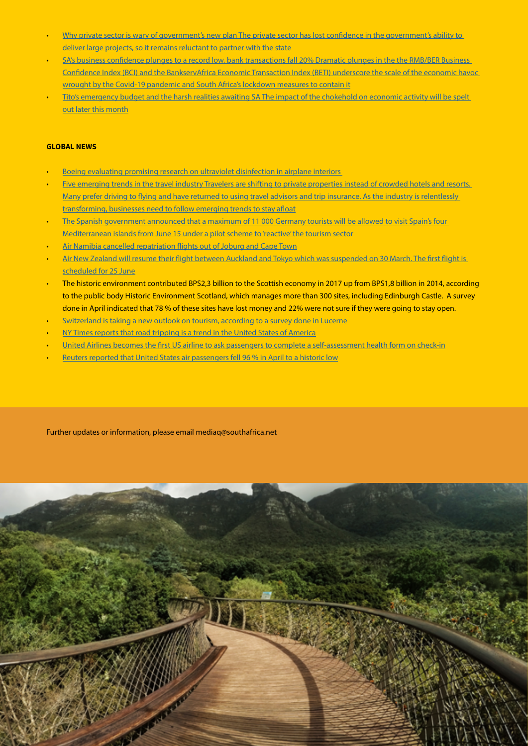- Why private sector is wary of government's new plan The private sector has lost confidence in the government's ability to deliver large projects, so it remains reluctant to partner with the state
- SA's business confidence plunges to a record low, bank transactions fall 20% Dramatic plunges in the the RMB/BER Business Confidence Index (BCI) and the BankservAfrica Economic Transaction Index (BETI) underscore the scale of the economic havoc wrought by the Covid-19 pandemic and South Africa's lockdown measures to contain it
- Tito's emergency budget and the harsh realities awaiting SA The impact of the chokehold on economic activity will be spelt out later this month

**GLOBAL NEWS**

- Boeing evaluating promising research on ultraviolet disinfection in airplane interiors
- Five emerging trends in the travel industry Travelers are shifting to private properties instead of crowded hotels and resorts. Many prefer driving to flying and have returned to using travel advisors and trip insurance. As the industry is relentlessly transforming, businesses need to follow emerging trends to stay afloat
- The Spanish government announced that a maximum of 11 000 Germany tourists will be allowed to visit Spain's four Mediterranean islands from June 15 under a pilot scheme to 'reactive' the tourism sector
- Air Namibia cancelled repatriation flights out of Joburg and Cape Town
- Air New Zealand will resume their flight between Auckland and Tokyo which was suspended on 30 March. The first flight is scheduled for 25 June
- The historic environment contributed BPS2,3 billion to the Scottish economy in 2017 up from BPS1,8 billion in 2014, according to the public body Historic Environment Scotland, which manages more than 300 sites, including Edinburgh Castle. A survey done in April indicated that 78 % of these sites have lost money and 22% were not sure if they were going to stay open.
- Switzerland is taking a new outlook on tourism, according to a survey done in Lucerne
- NY Times reports that road tripping is a trend in the United States of America
- United Airlines becomes the first US airline to ask passengers to complete a self-assessment health form on check-in
- Reuters reported that United States air passengers fell 96 % in April to a historic low

Further updates or information, please email mediaq@southafrica.net